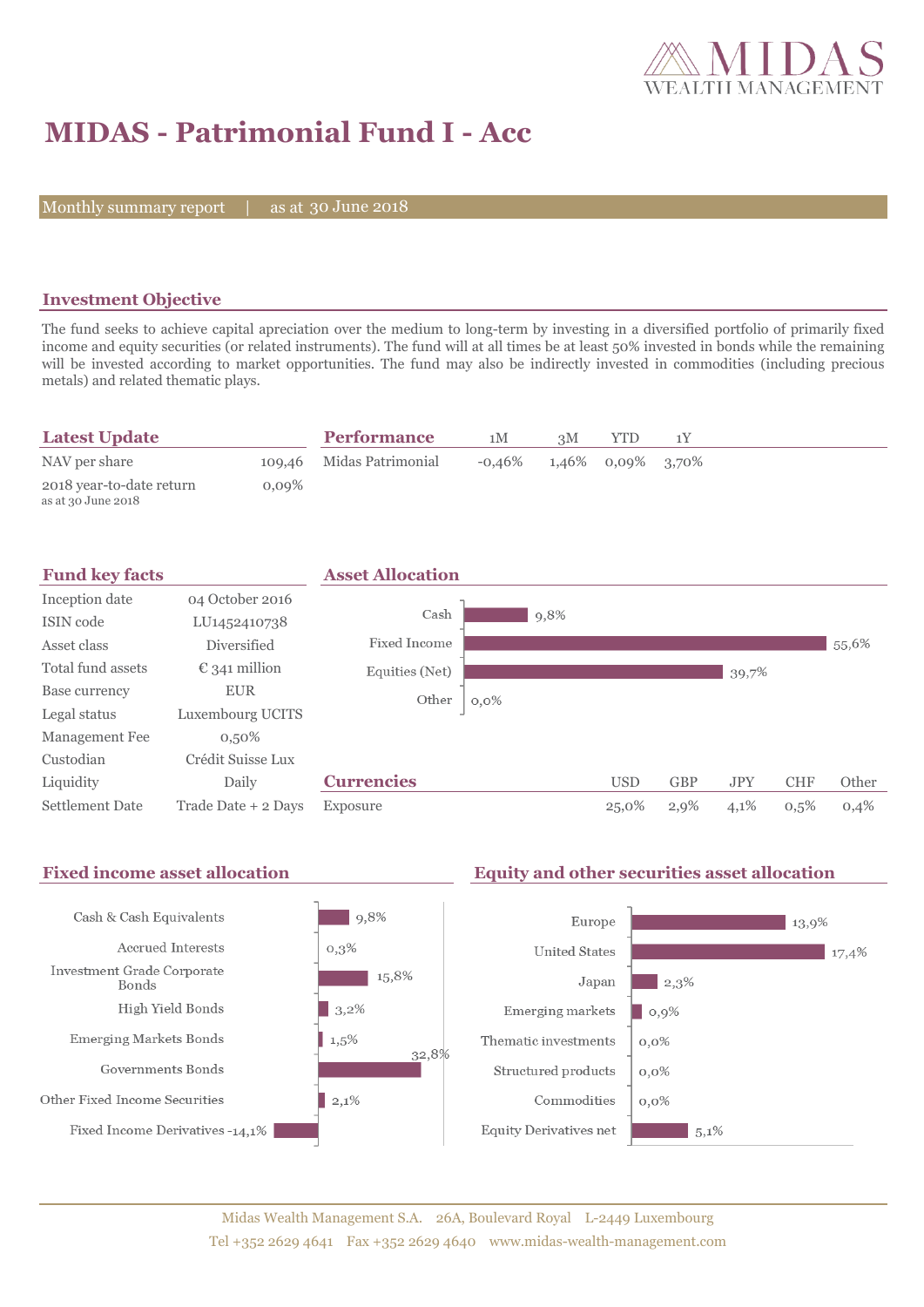# MIDAS - Patrimonial Fund I - Acc

Monthly summary report | as at 30 June 2018

## Investment Objective

The fund seeks to achieve capital apreciation over the medium to long-term by investing in a diversified portfolio of primarily fixed income and equity securities (or related instruments). The fund will at all times be at least 50% invested in bonds while the remaining will be invested according to market opportunities. The fund may also be indirectly invested in commodities (including precious metals) and related thematic plays.

## Latest Update

| | |
|---|---|
| NAV per share | 109,46 |
| 2018 year-to-date return (as at 30 June 2018) | 0,09% |

## Performance

| | 1M | 3M | YTD | 1Y |
|---|---|---|---|---|
| Midas Patrimonial | -0,46% | 1,46% | 0,09% | 3,70% |

## Fund key facts

| | |
|---|---|
| Inception date | 04 October 2016 |
| ISIN code | LU1452410738 |
| Asset class | Diversified |
| Total fund assets | € 341 million |
| Base currency | EUR |
| Legal status | Luxembourg UCITS |
| Management Fee | 0,50% |
| Custodian | Crédit Suisse Lux |
| Liquidity | Daily |
| Settlement Date | Trade Date + 2 Days |

## Asset Allocation

| | |
|---|---|
| Cash | 9,8% |
| Fixed Income | 55,6% |
| Equities (Net) | 39,7% |
| Other | 0,0% |

## Currencies

| | USD | GBP | JPY | CHF | Other |
|---|---|---|---|---|---|
| Exposure | 25,0% | 2,9% | 4,1% | 0,5% | 0,4% |

## Fixed income asset allocation

| | |
|---|---|
| Cash & Cash Equivalents | 9,8% |
| Accrued Interests | 0,3% |
| Investment Grade Corporate Bonds | 15,8% |
| High Yield Bonds | 3,2% |
| Emerging Markets Bonds | 1,5% |
| Governments Bonds | 32,8% |
| Other Fixed Income Securities | 2,1% |
| Fixed Income Derivatives | -14,1% |

## Equity and other securities asset allocation

| | |
|---|---|
| Europe | 13,9% |
| United States | 17,4% |
| Japan | 2,3% |
| Emerging markets | 0,9% |
| Thematic investments | 0,0% |
| Structured products | 0,0% |
| Commodities | 0,0% |
| Equity Derivatives net | 5,1% |

Midas Wealth Management S.A. 26A, Boulevard Royal L-2449 Luxembourg
Tel +352 2629 4641 Fax +352 2629 4640 www.midas-wealth-management.com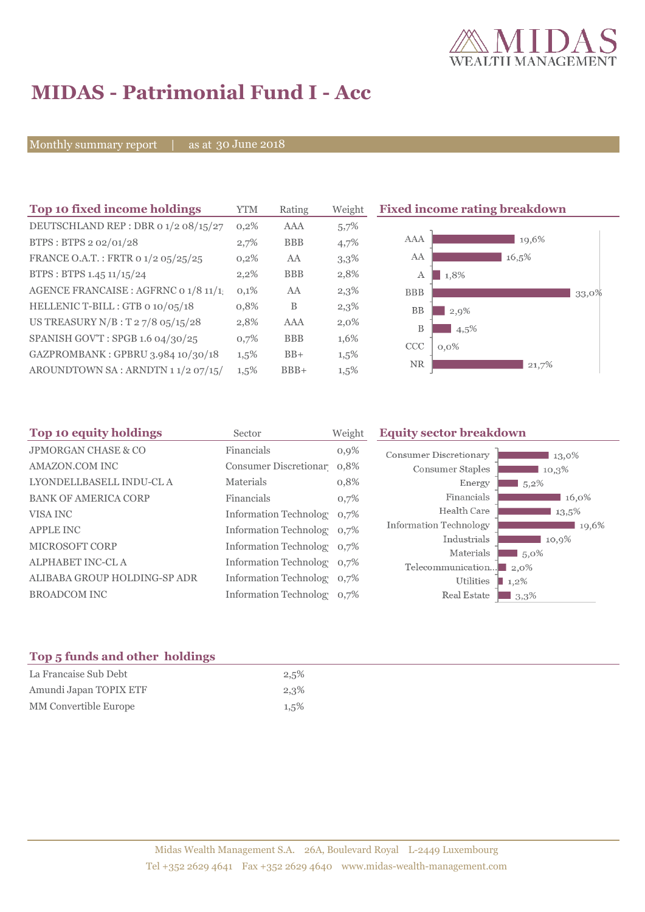# MIDAS - Patrimonial Fund I - Acc

Monthly summary report | as at 30 June 2018

## Top 10 fixed income holdings

| Top 10 fixed income holdings | YTM | Rating | Weight |
|---|---|---|---|
| DEUTSCHLAND REP : DBR 0 1/2 08/15/27 | 0,2% | AAA | 5,7% |
| BTPS : BTPS 2 02/01/28 | 2,7% | BBB | 4,7% |
| FRANCE O.A.T. : FRTR 0 1/2 05/25/25 | 0,2% | AA | 3,3% |
| BTPS : BTPS 1.45 11/15/24 | 2,2% | BBB | 2,8% |
| AGENCE FRANCAISE : AGFRNC 0 1/8 11/1 | 0,1% | AA | 2,3% |
| HELLENIC T-BILL : GTB 0 10/05/18 | 0,8% | B | 2,3% |
| US TREASURY N/B : T 2 7/8 05/15/28 | 2,8% | AAA | 2,0% |
| SPANISH GOV'T : SPGB 1.6 04/30/25 | 0,7% | BBB | 1,6% |
| GAZPROMBANK : GPBRU 3.984 10/30/18 | 1,5% | BB+ | 1,5% |
| AROUNDTOWN SA : ARNDTN 1 1/2 07/15/ | 1,5% | BBB+ | 1,5% |

## Fixed income rating breakdown

| Rating | Weight |
|---|---|
| AAA | 19,6% |
| AA | 16,5% |
| A | 1,8% |
| BBB | 33,0% |
| BB | 2,9% |
| B | 4,5% |
| CCC | 0,0% |
| NR | 21,7% |

## Top 10 equity holdings

| Top 10 equity holdings | Sector | Weight |
|---|---|---|
| JPMORGAN CHASE & CO | Financials | 0,9% |
| AMAZON.COM INC | Consumer Discretionar | 0,8% |
| LYONDELLBASELL INDU-CL A | Materials | 0,8% |
| BANK OF AMERICA CORP | Financials | 0,7% |
| VISA INC | Information Technolog | 0,7% |
| APPLE INC | Information Technolog | 0,7% |
| MICROSOFT CORP | Information Technolog | 0,7% |
| ALPHABET INC-CL A | Information Technolog | 0,7% |
| ALIBABA GROUP HOLDING-SP ADR | Information Technolog | 0,7% |
| BROADCOM INC | Information Technolog | 0,7% |

## Equity sector breakdown

| Sector | Weight |
|---|---|
| Consumer Discretionary | 13,0% |
| Consumer Staples | 10,3% |
| Energy | 5,2% |
| Financials | 16,0% |
| Health Care | 13,5% |
| Information Technology | 19,6% |
| Industrials | 10,9% |
| Materials | 5,0% |
| Telecommunication... | 2,0% |
| Utilities | 1,2% |
| Real Estate | 3,3% |

## Top 5 funds and other holdings

| Top 5 funds and other holdings | |
|---|---|
| La Francaise Sub Debt | 2,5% |
| Amundi Japan TOPIX ETF | 2,3% |
| MM Convertible Europe | 1,5% |

Midas Wealth Management S.A. 26A, Boulevard Royal L-2449 Luxembourg
Tel +352 2629 4641 Fax +352 2629 4640 www.midas-wealth-management.com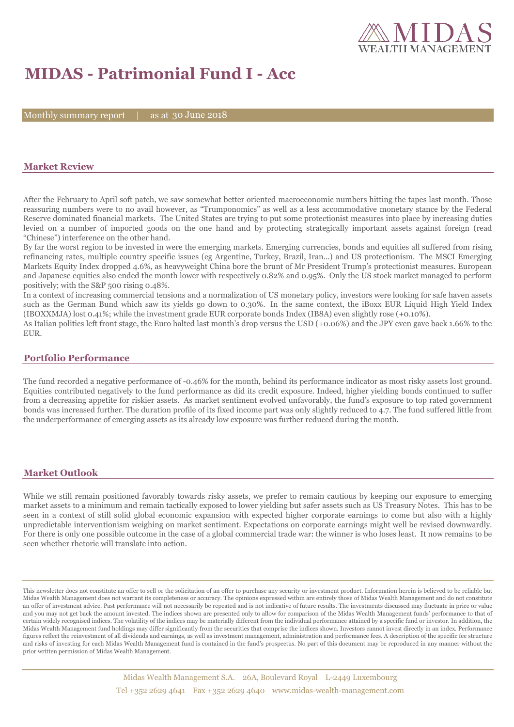# MIDAS - Patrimonial Fund I - Acc

Monthly summary report | as at 30 June 2018

## Market Review

After the February to April soft patch, we saw somewhat better oriented macroeconomic numbers hitting the tapes last month. Those reassuring numbers were to no avail however, as "Trumponomics" as well as a less accommodative monetary stance by the Federal Reserve dominated financial markets. The United States are trying to put some protectionist measures into place by increasing duties levied on a number of imported goods on the one hand and by protecting strategically important assets against foreign (read "Chinese") interference on the other hand.
By far the worst region to be invested in were the emerging markets. Emerging currencies, bonds and equities all suffered from rising refinancing rates, multiple country specific issues (eg Argentine, Turkey, Brazil, Iran...) and US protectionism. The MSCI Emerging Markets Equity Index dropped 4.6%, as heavyweight China bore the brunt of Mr President Trump's protectionist measures. European and Japanese equities also ended the month lower with respectively 0.82% and 0.95%. Only the US stock market managed to perform positively; with the S&P 500 rising 0.48%.
In a context of increasing commercial tensions and a normalization of US monetary policy, investors were looking for safe haven assets such as the German Bund which saw its yields go down to 0.30%. In the same context, the iBoxx EUR Liquid High Yield Index (IBOXXMJA) lost 0.41%; while the investment grade EUR corporate bonds Index (IB8A) even slightly rose (+0.10%).
As Italian politics left front stage, the Euro halted last month's drop versus the USD (+0.06%) and the JPY even gave back 1.66% to the EUR.

## Portfolio Performance

The fund recorded a negative performance of -0.46% for the month, behind its performance indicator as most risky assets lost ground. Equities contributed negatively to the fund performance as did its credit exposure. Indeed, higher yielding bonds continued to suffer from a decreasing appetite for riskier assets. As market sentiment evolved unfavorably, the fund's exposure to top rated government bonds was increased further. The duration profile of its fixed income part was only slightly reduced to 4.7. The fund suffered little from the underperformance of emerging assets as its already low exposure was further reduced during the month.

## Market Outlook

While we still remain positioned favorably towards risky assets, we prefer to remain cautious by keeping our exposure to emerging market assets to a minimum and remain tactically exposed to lower yielding but safer assets such as US Treasury Notes. This has to be seen in a context of still solid global economic expansion with expected higher corporate earnings to come but also with a highly unpredictable interventionism weighing on market sentiment. Expectations on corporate earnings might well be revised downwardly. For there is only one possible outcome in the case of a global commercial trade war: the winner is who loses least. It now remains to be seen whether rhetoric will translate into action.

This newsletter does not constitute an offer to sell or the solicitation of an offer to purchase any security or investment product. Information herein is believed to be reliable but Midas Wealth Management does not warrant its completeness or accuracy. The opinions expressed within are entirely those of Midas Wealth Management and do not constitute an offer of investment advice. Past performance will not necessarily be repeated and is not indicative of future results. The investments discussed may fluctuate in price or value and you may not get back the amount invested. The indices shown are presented only to allow for comparison of the Midas Wealth Management funds' performance to that of certain widely recognised indices. The volatility of the indices may be materially different from the individual performance attained by a specific fund or investor. In addition, the Midas Wealth Management fund holdings may differ significantly from the securities that comprise the indices shown. Investors cannot invest directly in an index. Performance figures reflect the reinvestment of all dividends and earnings, as well as investment management, administration and performance fees. A description of the specific fee structure and risks of investing for each Midas Wealth Management fund is contained in the fund's prospectus. No part of this document may be reproduced in any manner without the prior written permission of Midas Wealth Management.

Midas Wealth Management S.A. 26A, Boulevard Royal L-2449 Luxembourg
Tel +352 2629 4641 Fax +352 2629 4640 www.midas-wealth-management.com